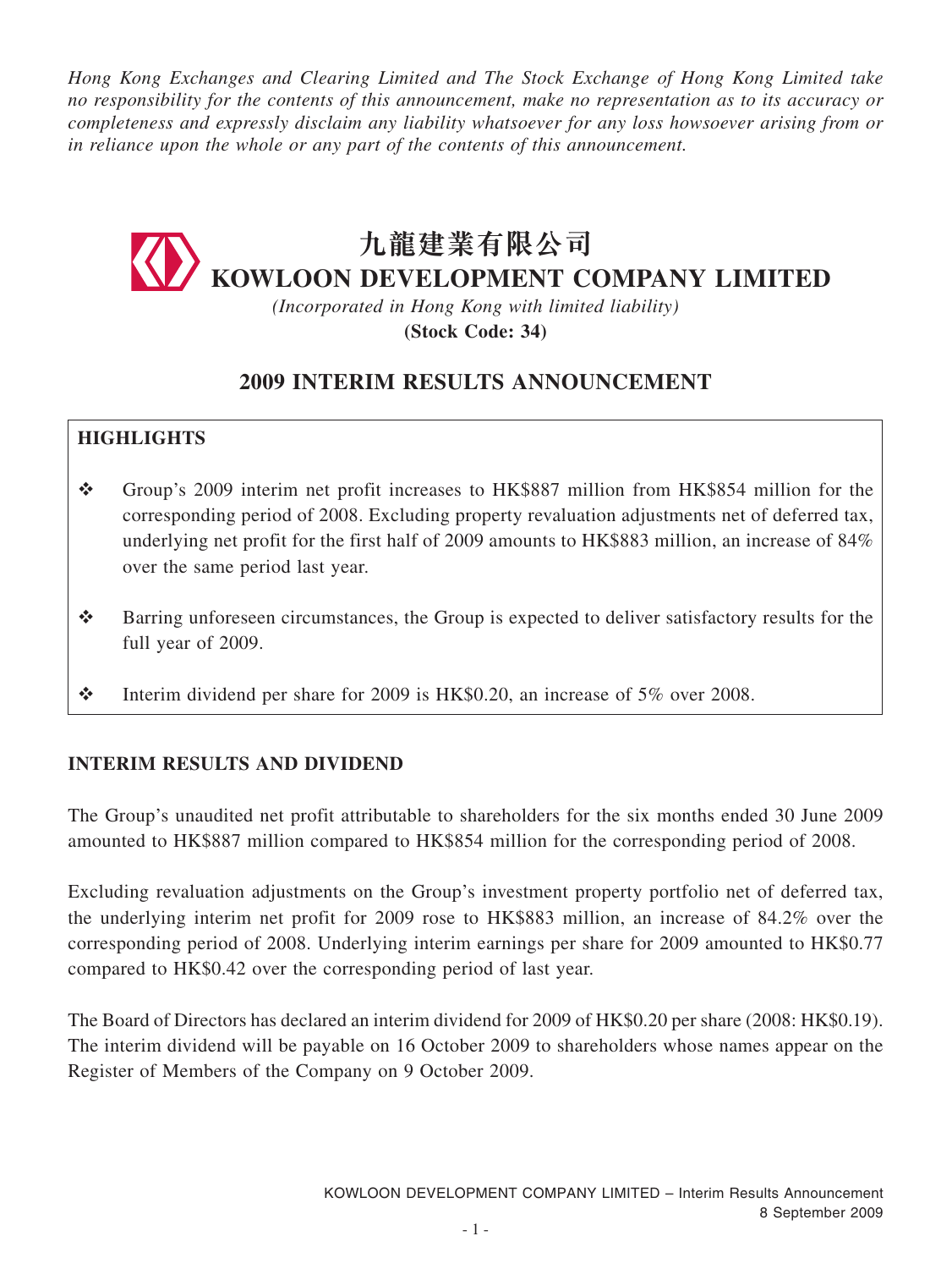*Hong Kong Exchanges and Clearing Limited and The Stock Exchange of Hong Kong Limited take no responsibility for the contents of this announcement, make no representation as to its accuracy or completeness and expressly disclaim any liability whatsoever for any loss howsoever arising from or in reliance upon the whole or any part of the contents of this announcement.*

# 九龍建業有限公司
# KOWLOON DEVELOPMENT COMPANY LIMITED

*(Incorporated in Hong Kong with limited liability)*

**(Stock Code: 34)**

## 2009 INTERIM RESULTS ANNOUNCEMENT

### HIGHLIGHTS

- Group's 2009 interim net profit increases to HK$887 million from HK$854 million for the corresponding period of 2008. Excluding property revaluation adjustments net of deferred tax, underlying net profit for the first half of 2009 amounts to HK$883 million, an increase of 84% over the same period last year.
- Barring unforeseen circumstances, the Group is expected to deliver satisfactory results for the full year of 2009.
- Interim dividend per share for 2009 is HK$0.20, an increase of 5% over 2008.

### INTERIM RESULTS AND DIVIDEND

The Group's unaudited net profit attributable to shareholders for the six months ended 30 June 2009 amounted to HK$887 million compared to HK$854 million for the corresponding period of 2008.

Excluding revaluation adjustments on the Group's investment property portfolio net of deferred tax, the underlying interim net profit for 2009 rose to HK$883 million, an increase of 84.2% over the corresponding period of 2008. Underlying interim earnings per share for 2009 amounted to HK$0.77 compared to HK$0.42 over the corresponding period of last year.

The Board of Directors has declared an interim dividend for 2009 of HK$0.20 per share (2008: HK$0.19). The interim dividend will be payable on 16 October 2009 to shareholders whose names appear on the Register of Members of the Company on 9 October 2009.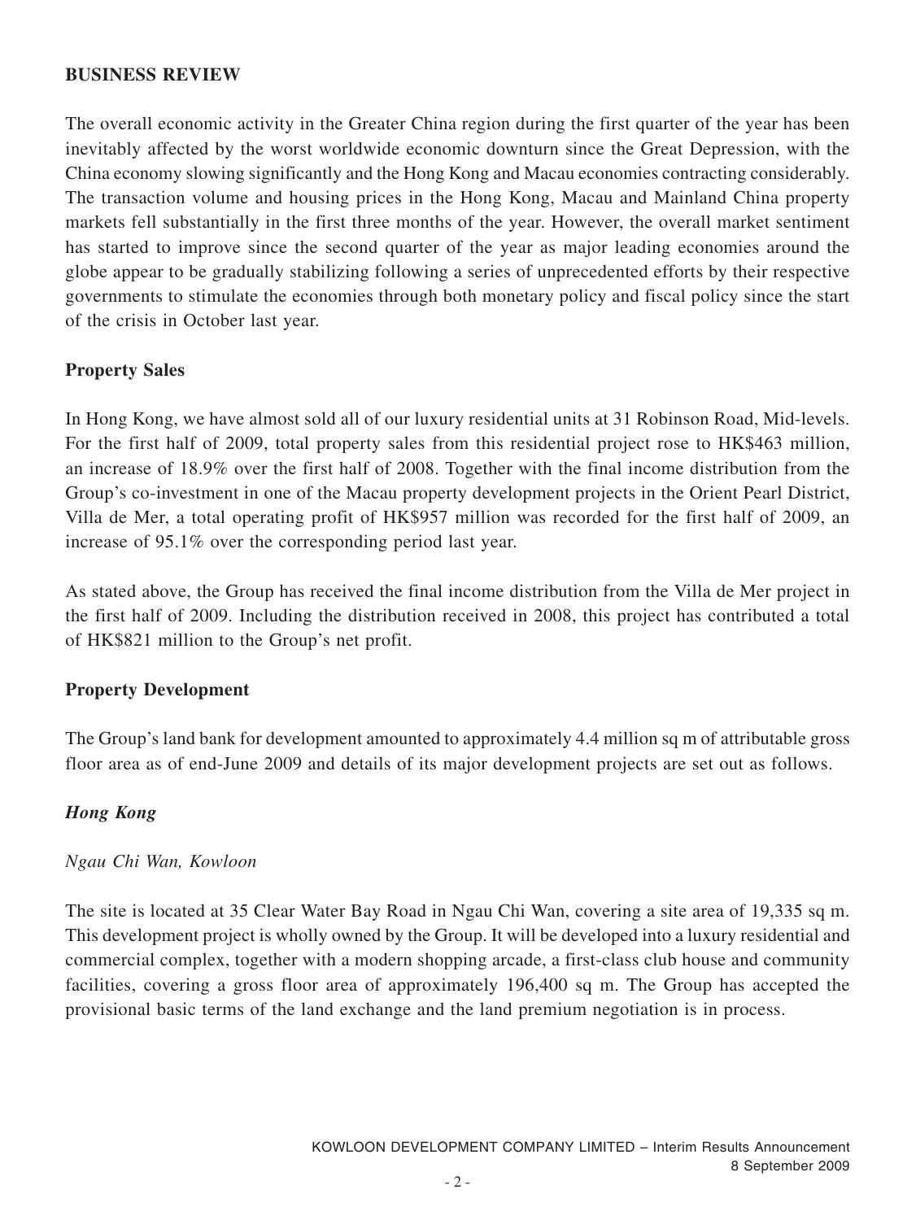## BUSINESS REVIEW

The overall economic activity in the Greater China region during the first quarter of the year has been inevitably affected by the worst worldwide economic downturn since the Great Depression, with the China economy slowing significantly and the Hong Kong and Macau economies contracting considerably. The transaction volume and housing prices in the Hong Kong, Macau and Mainland China property markets fell substantially in the first three months of the year. However, the overall market sentiment has started to improve since the second quarter of the year as major leading economies around the globe appear to be gradually stabilizing following a series of unprecedented efforts by their respective governments to stimulate the economies through both monetary policy and fiscal policy since the start of the crisis in October last year.

### Property Sales

In Hong Kong, we have almost sold all of our luxury residential units at 31 Robinson Road, Mid-levels. For the first half of 2009, total property sales from this residential project rose to HK$463 million, an increase of 18.9% over the first half of 2008. Together with the final income distribution from the Group's co-investment in one of the Macau property development projects in the Orient Pearl District, Villa de Mer, a total operating profit of HK$957 million was recorded for the first half of 2009, an increase of 95.1% over the corresponding period last year.

As stated above, the Group has received the final income distribution from the Villa de Mer project in the first half of 2009. Including the distribution received in 2008, this project has contributed a total of HK$821 million to the Group's net profit.

### Property Development

The Group's land bank for development amounted to approximately 4.4 million sq m of attributable gross floor area as of end-June 2009 and details of its major development projects are set out as follows.

#### *Hong Kong*

*Ngau Chi Wan, Kowloon*

The site is located at 35 Clear Water Bay Road in Ngau Chi Wan, covering a site area of 19,335 sq m. This development project is wholly owned by the Group. It will be developed into a luxury residential and commercial complex, together with a modern shopping arcade, a first-class club house and community facilities, covering a gross floor area of approximately 196,400 sq m. The Group has accepted the provisional basic terms of the land exchange and the land premium negotiation is in process.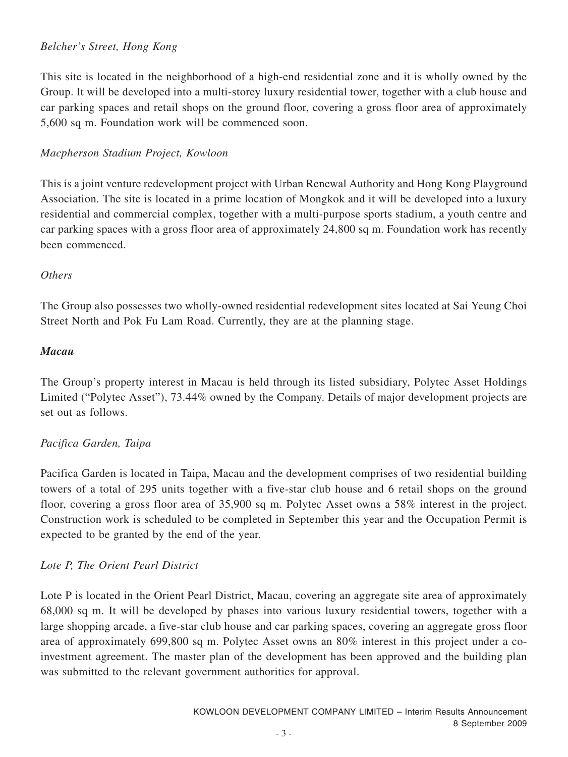*Belcher's Street, Hong Kong*

This site is located in the neighborhood of a high-end residential zone and it is wholly owned by the Group. It will be developed into a multi-storey luxury residential tower, together with a club house and car parking spaces and retail shops on the ground floor, covering a gross floor area of approximately 5,600 sq m. Foundation work will be commenced soon.

*Macpherson Stadium Project, Kowloon*

This is a joint venture redevelopment project with Urban Renewal Authority and Hong Kong Playground Association. The site is located in a prime location of Mongkok and it will be developed into a luxury residential and commercial complex, together with a multi-purpose sports stadium, a youth centre and car parking spaces with a gross floor area of approximately 24,800 sq m. Foundation work has recently been commenced.

*Others*

The Group also possesses two wholly-owned residential redevelopment sites located at Sai Yeung Choi Street North and Pok Fu Lam Road. Currently, they are at the planning stage.

***Macau***

The Group's property interest in Macau is held through its listed subsidiary, Polytec Asset Holdings Limited ("Polytec Asset"), 73.44% owned by the Company. Details of major development projects are set out as follows.

*Pacifica Garden, Taipa*

Pacifica Garden is located in Taipa, Macau and the development comprises of two residential building towers of a total of 295 units together with a five-star club house and 6 retail shops on the ground floor, covering a gross floor area of 35,900 sq m. Polytec Asset owns a 58% interest in the project. Construction work is scheduled to be completed in September this year and the Occupation Permit is expected to be granted by the end of the year.

*Lote P, The Orient Pearl District*

Lote P is located in the Orient Pearl District, Macau, covering an aggregate site area of approximately 68,000 sq m. It will be developed by phases into various luxury residential towers, together with a large shopping arcade, a five-star club house and car parking spaces, covering an aggregate gross floor area of approximately 699,800 sq m. Polytec Asset owns an 80% interest in this project under a co-investment agreement. The master plan of the development has been approved and the building plan was submitted to the relevant government authorities for approval.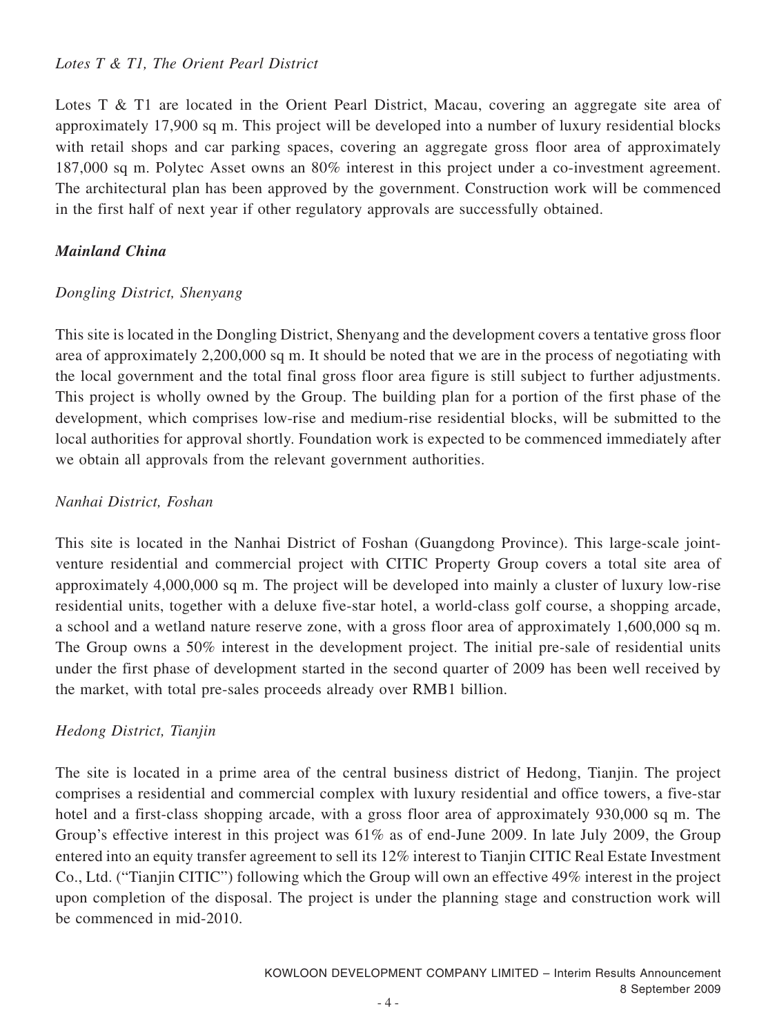*Lotes T & T1, The Orient Pearl District*

Lotes T & T1 are located in the Orient Pearl District, Macau, covering an aggregate site area of approximately 17,900 sq m. This project will be developed into a number of luxury residential blocks with retail shops and car parking spaces, covering an aggregate gross floor area of approximately 187,000 sq m. Polytec Asset owns an 80% interest in this project under a co-investment agreement. The architectural plan has been approved by the government. Construction work will be commenced in the first half of next year if other regulatory approvals are successfully obtained.

***Mainland China***

*Dongling District, Shenyang*

This site is located in the Dongling District, Shenyang and the development covers a tentative gross floor area of approximately 2,200,000 sq m. It should be noted that we are in the process of negotiating with the local government and the total final gross floor area figure is still subject to further adjustments. This project is wholly owned by the Group. The building plan for a portion of the first phase of the development, which comprises low-rise and medium-rise residential blocks, will be submitted to the local authorities for approval shortly. Foundation work is expected to be commenced immediately after we obtain all approvals from the relevant government authorities.

*Nanhai District, Foshan*

This site is located in the Nanhai District of Foshan (Guangdong Province). This large-scale joint-venture residential and commercial project with CITIC Property Group covers a total site area of approximately 4,000,000 sq m. The project will be developed into mainly a cluster of luxury low-rise residential units, together with a deluxe five-star hotel, a world-class golf course, a shopping arcade, a school and a wetland nature reserve zone, with a gross floor area of approximately 1,600,000 sq m. The Group owns a 50% interest in the development project. The initial pre-sale of residential units under the first phase of development started in the second quarter of 2009 has been well received by the market, with total pre-sales proceeds already over RMB1 billion.

*Hedong District, Tianjin*

The site is located in a prime area of the central business district of Hedong, Tianjin. The project comprises a residential and commercial complex with luxury residential and office towers, a five-star hotel and a first-class shopping arcade, with a gross floor area of approximately 930,000 sq m. The Group's effective interest in this project was 61% as of end-June 2009. In late July 2009, the Group entered into an equity transfer agreement to sell its 12% interest to Tianjin CITIC Real Estate Investment Co., Ltd. ("Tianjin CITIC") following which the Group will own an effective 49% interest in the project upon completion of the disposal. The project is under the planning stage and construction work will be commenced in mid-2010.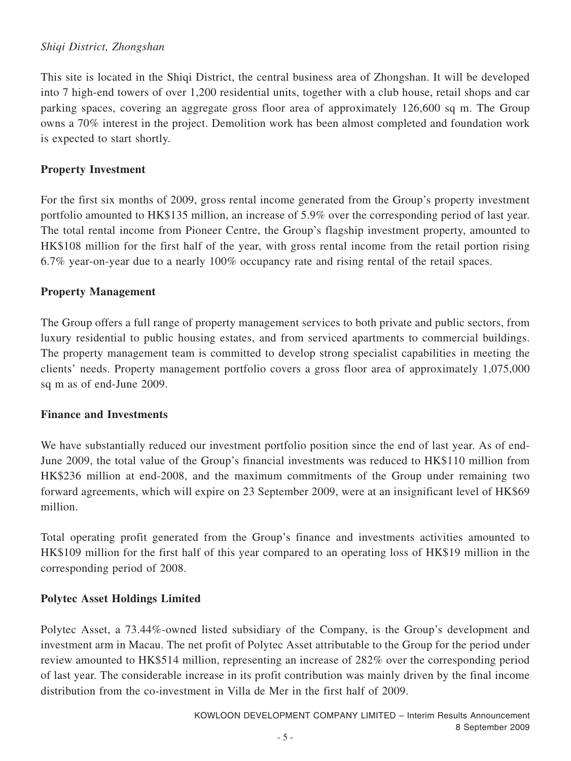*Shiqi District, Zhongshan*

This site is located in the Shiqi District, the central business area of Zhongshan. It will be developed into 7 high-end towers of over 1,200 residential units, together with a club house, retail shops and car parking spaces, covering an aggregate gross floor area of approximately 126,600 sq m. The Group owns a 70% interest in the project. Demolition work has been almost completed and foundation work is expected to start shortly.

**Property Investment**

For the first six months of 2009, gross rental income generated from the Group's property investment portfolio amounted to HK$135 million, an increase of 5.9% over the corresponding period of last year. The total rental income from Pioneer Centre, the Group's flagship investment property, amounted to HK$108 million for the first half of the year, with gross rental income from the retail portion rising 6.7% year-on-year due to a nearly 100% occupancy rate and rising rental of the retail spaces.

**Property Management**

The Group offers a full range of property management services to both private and public sectors, from luxury residential to public housing estates, and from serviced apartments to commercial buildings. The property management team is committed to develop strong specialist capabilities in meeting the clients' needs. Property management portfolio covers a gross floor area of approximately 1,075,000 sq m as of end-June 2009.

**Finance and Investments**

We have substantially reduced our investment portfolio position since the end of last year. As of end-June 2009, the total value of the Group's financial investments was reduced to HK$110 million from HK$236 million at end-2008, and the maximum commitments of the Group under remaining two forward agreements, which will expire on 23 September 2009, were at an insignificant level of HK$69 million.

Total operating profit generated from the Group's finance and investments activities amounted to HK$109 million for the first half of this year compared to an operating loss of HK$19 million in the corresponding period of 2008.

**Polytec Asset Holdings Limited**

Polytec Asset, a 73.44%-owned listed subsidiary of the Company, is the Group's development and investment arm in Macau. The net profit of Polytec Asset attributable to the Group for the period under review amounted to HK$514 million, representing an increase of 282% over the corresponding period of last year. The considerable increase in its profit contribution was mainly driven by the final income distribution from the co-investment in Villa de Mer in the first half of 2009.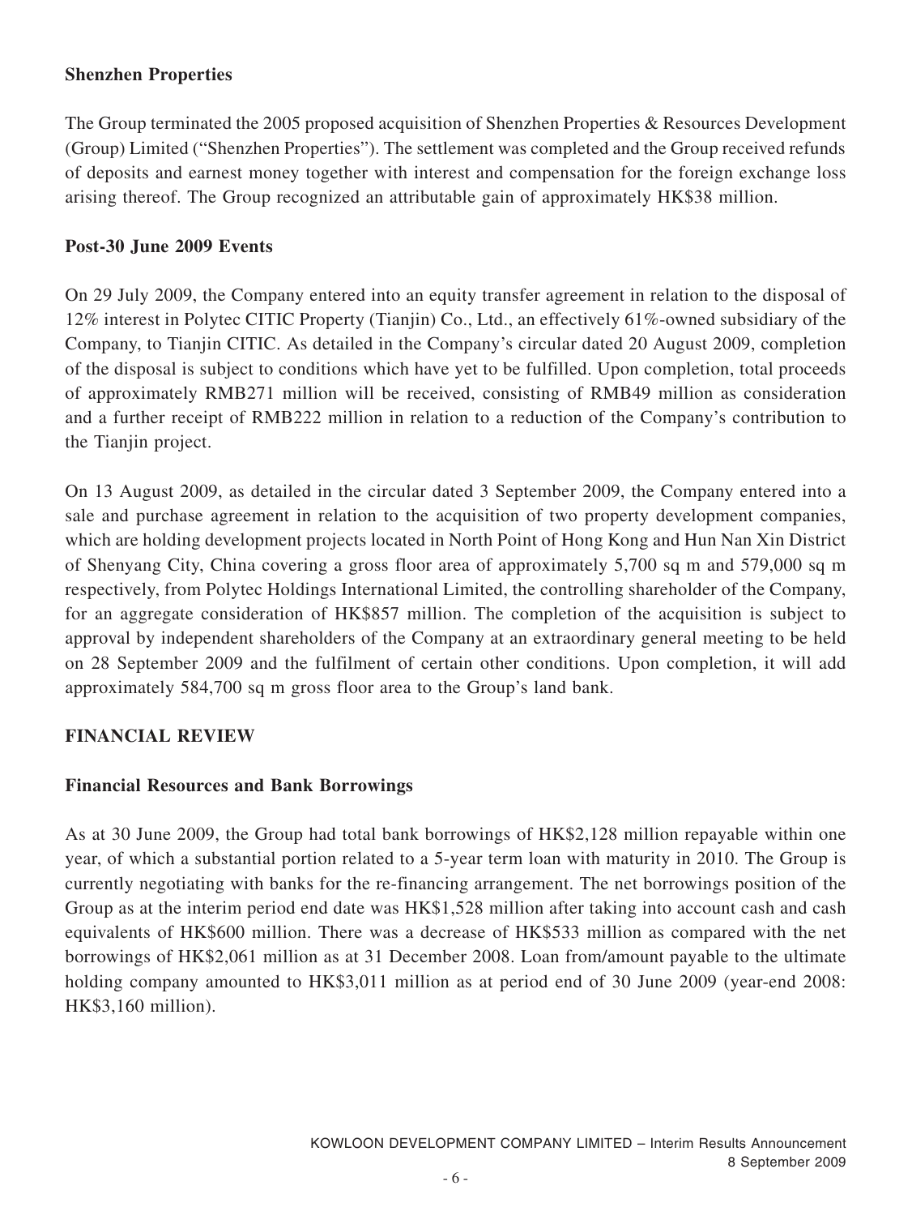**Shenzhen Properties**

The Group terminated the 2005 proposed acquisition of Shenzhen Properties & Resources Development (Group) Limited ("Shenzhen Properties"). The settlement was completed and the Group received refunds of deposits and earnest money together with interest and compensation for the foreign exchange loss arising thereof. The Group recognized an attributable gain of approximately HK$38 million.

**Post-30 June 2009 Events**

On 29 July 2009, the Company entered into an equity transfer agreement in relation to the disposal of 12% interest in Polytec CITIC Property (Tianjin) Co., Ltd., an effectively 61%-owned subsidiary of the Company, to Tianjin CITIC. As detailed in the Company's circular dated 20 August 2009, completion of the disposal is subject to conditions which have yet to be fulfilled. Upon completion, total proceeds of approximately RMB271 million will be received, consisting of RMB49 million as consideration and a further receipt of RMB222 million in relation to a reduction of the Company's contribution to the Tianjin project.

On 13 August 2009, as detailed in the circular dated 3 September 2009, the Company entered into a sale and purchase agreement in relation to the acquisition of two property development companies, which are holding development projects located in North Point of Hong Kong and Hun Nan Xin District of Shenyang City, China covering a gross floor area of approximately 5,700 sq m and 579,000 sq m respectively, from Polytec Holdings International Limited, the controlling shareholder of the Company, for an aggregate consideration of HK$857 million. The completion of the acquisition is subject to approval by independent shareholders of the Company at an extraordinary general meeting to be held on 28 September 2009 and the fulfilment of certain other conditions. Upon completion, it will add approximately 584,700 sq m gross floor area to the Group's land bank.

## FINANCIAL REVIEW

**Financial Resources and Bank Borrowings**

As at 30 June 2009, the Group had total bank borrowings of HK$2,128 million repayable within one year, of which a substantial portion related to a 5-year term loan with maturity in 2010. The Group is currently negotiating with banks for the re-financing arrangement. The net borrowings position of the Group as at the interim period end date was HK$1,528 million after taking into account cash and cash equivalents of HK$600 million. There was a decrease of HK$533 million as compared with the net borrowings of HK$2,061 million as at 31 December 2008. Loan from/amount payable to the ultimate holding company amounted to HK$3,011 million as at period end of 30 June 2009 (year-end 2008: HK$3,160 million).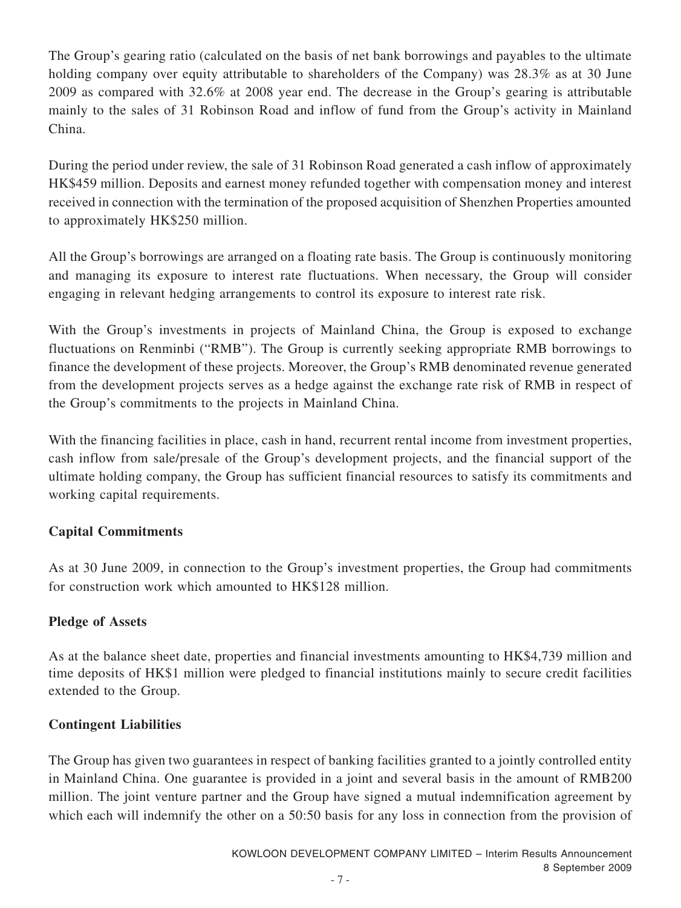The Group's gearing ratio (calculated on the basis of net bank borrowings and payables to the ultimate holding company over equity attributable to shareholders of the Company) was 28.3% as at 30 June 2009 as compared with 32.6% at 2008 year end. The decrease in the Group's gearing is attributable mainly to the sales of 31 Robinson Road and inflow of fund from the Group's activity in Mainland China.

During the period under review, the sale of 31 Robinson Road generated a cash inflow of approximately HK$459 million. Deposits and earnest money refunded together with compensation money and interest received in connection with the termination of the proposed acquisition of Shenzhen Properties amounted to approximately HK$250 million.

All the Group's borrowings are arranged on a floating rate basis. The Group is continuously monitoring and managing its exposure to interest rate fluctuations. When necessary, the Group will consider engaging in relevant hedging arrangements to control its exposure to interest rate risk.

With the Group's investments in projects of Mainland China, the Group is exposed to exchange fluctuations on Renminbi ("RMB"). The Group is currently seeking appropriate RMB borrowings to finance the development of these projects. Moreover, the Group's RMB denominated revenue generated from the development projects serves as a hedge against the exchange rate risk of RMB in respect of the Group's commitments to the projects in Mainland China.

With the financing facilities in place, cash in hand, recurrent rental income from investment properties, cash inflow from sale/presale of the Group's development projects, and the financial support of the ultimate holding company, the Group has sufficient financial resources to satisfy its commitments and working capital requirements.

**Capital Commitments**

As at 30 June 2009, in connection to the Group's investment properties, the Group had commitments for construction work which amounted to HK$128 million.

**Pledge of Assets**

As at the balance sheet date, properties and financial investments amounting to HK$4,739 million and time deposits of HK$1 million were pledged to financial institutions mainly to secure credit facilities extended to the Group.

**Contingent Liabilities**

The Group has given two guarantees in respect of banking facilities granted to a jointly controlled entity in Mainland China. One guarantee is provided in a joint and several basis in the amount of RMB200 million. The joint venture partner and the Group have signed a mutual indemnification agreement by which each will indemnify the other on a 50:50 basis for any loss in connection from the provision of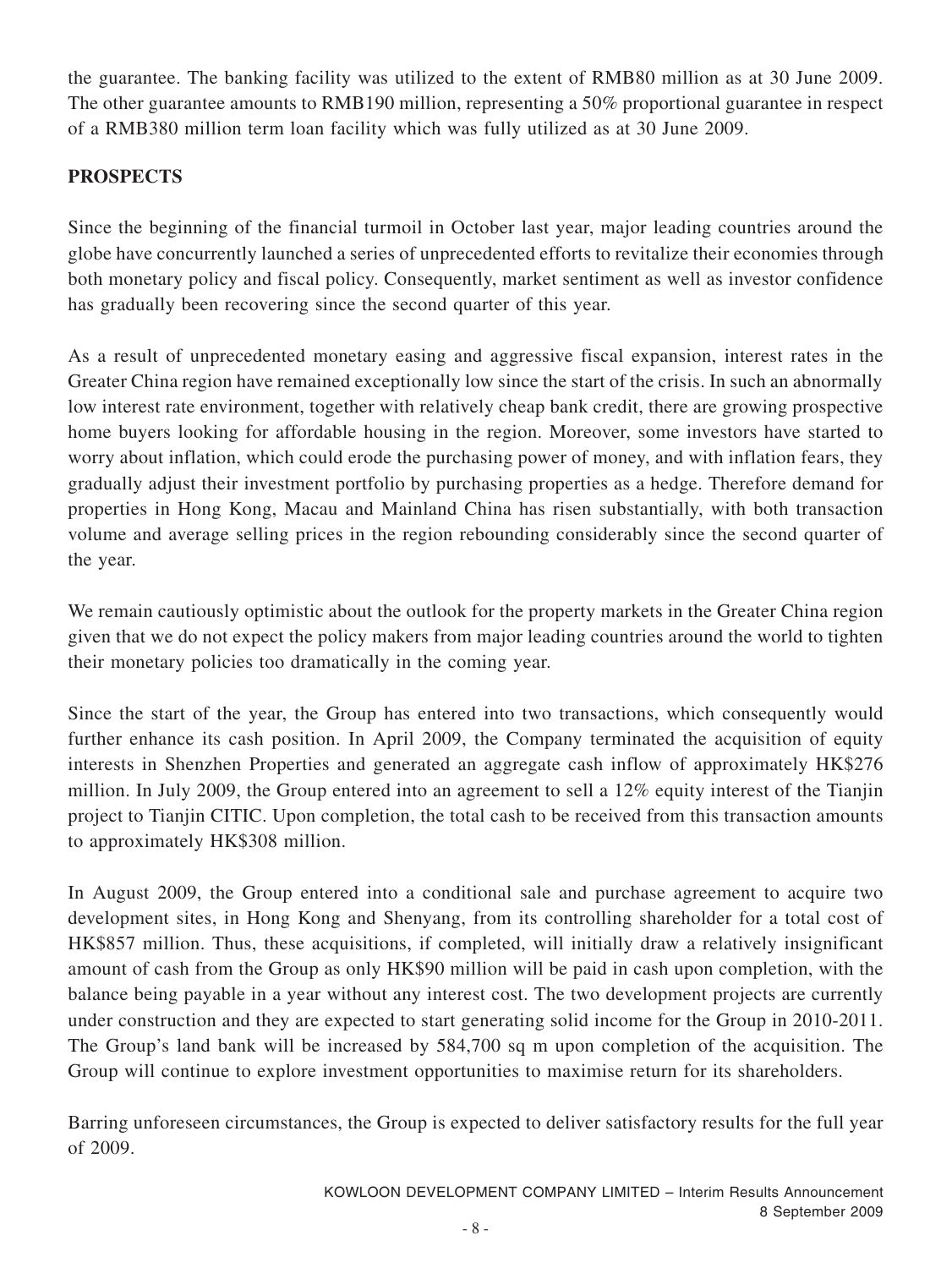the guarantee. The banking facility was utilized to the extent of RMB80 million as at 30 June 2009. The other guarantee amounts to RMB190 million, representing a 50% proportional guarantee in respect of a RMB380 million term loan facility which was fully utilized as at 30 June 2009.

## PROSPECTS

Since the beginning of the financial turmoil in October last year, major leading countries around the globe have concurrently launched a series of unprecedented efforts to revitalize their economies through both monetary policy and fiscal policy. Consequently, market sentiment as well as investor confidence has gradually been recovering since the second quarter of this year.

As a result of unprecedented monetary easing and aggressive fiscal expansion, interest rates in the Greater China region have remained exceptionally low since the start of the crisis. In such an abnormally low interest rate environment, together with relatively cheap bank credit, there are growing prospective home buyers looking for affordable housing in the region. Moreover, some investors have started to worry about inflation, which could erode the purchasing power of money, and with inflation fears, they gradually adjust their investment portfolio by purchasing properties as a hedge. Therefore demand for properties in Hong Kong, Macau and Mainland China has risen substantially, with both transaction volume and average selling prices in the region rebounding considerably since the second quarter of the year.

We remain cautiously optimistic about the outlook for the property markets in the Greater China region given that we do not expect the policy makers from major leading countries around the world to tighten their monetary policies too dramatically in the coming year.

Since the start of the year, the Group has entered into two transactions, which consequently would further enhance its cash position. In April 2009, the Company terminated the acquisition of equity interests in Shenzhen Properties and generated an aggregate cash inflow of approximately HK$276 million. In July 2009, the Group entered into an agreement to sell a 12% equity interest of the Tianjin project to Tianjin CITIC. Upon completion, the total cash to be received from this transaction amounts to approximately HK$308 million.

In August 2009, the Group entered into a conditional sale and purchase agreement to acquire two development sites, in Hong Kong and Shenyang, from its controlling shareholder for a total cost of HK$857 million. Thus, these acquisitions, if completed, will initially draw a relatively insignificant amount of cash from the Group as only HK$90 million will be paid in cash upon completion, with the balance being payable in a year without any interest cost. The two development projects are currently under construction and they are expected to start generating solid income for the Group in 2010-2011. The Group's land bank will be increased by 584,700 sq m upon completion of the acquisition. The Group will continue to explore investment opportunities to maximise return for its shareholders.

Barring unforeseen circumstances, the Group is expected to deliver satisfactory results for the full year of 2009.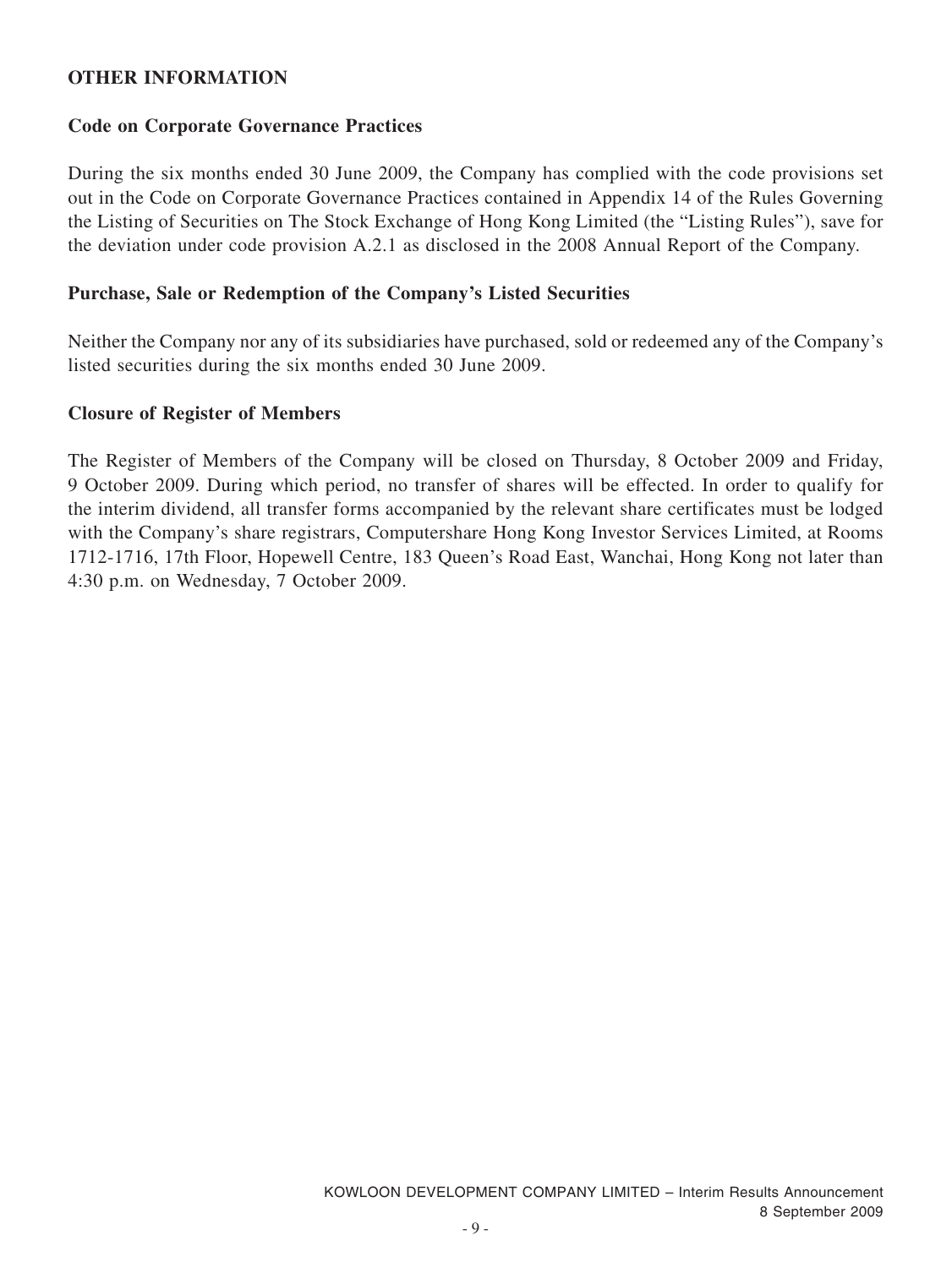## OTHER INFORMATION

### Code on Corporate Governance Practices

During the six months ended 30 June 2009, the Company has complied with the code provisions set out in the Code on Corporate Governance Practices contained in Appendix 14 of the Rules Governing the Listing of Securities on The Stock Exchange of Hong Kong Limited (the "Listing Rules"), save for the deviation under code provision A.2.1 as disclosed in the 2008 Annual Report of the Company.

### Purchase, Sale or Redemption of the Company's Listed Securities

Neither the Company nor any of its subsidiaries have purchased, sold or redeemed any of the Company's listed securities during the six months ended 30 June 2009.

### Closure of Register of Members

The Register of Members of the Company will be closed on Thursday, 8 October 2009 and Friday, 9 October 2009. During which period, no transfer of shares will be effected. In order to qualify for the interim dividend, all transfer forms accompanied by the relevant share certificates must be lodged with the Company's share registrars, Computershare Hong Kong Investor Services Limited, at Rooms 1712-1716, 17th Floor, Hopewell Centre, 183 Queen's Road East, Wanchai, Hong Kong not later than 4:30 p.m. on Wednesday, 7 October 2009.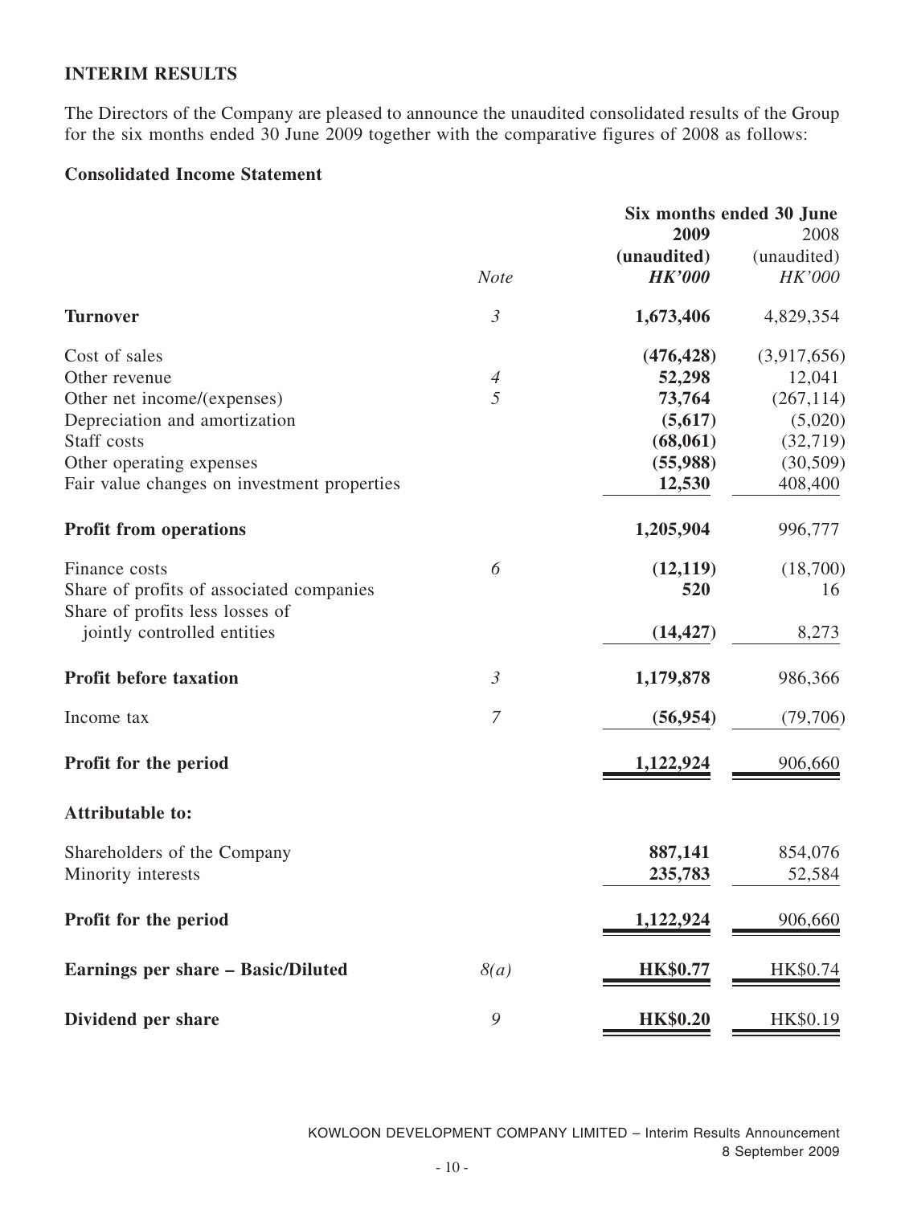**INTERIM RESULTS**

The Directors of the Company are pleased to announce the unaudited consolidated results of the Group for the six months ended 30 June 2009 together with the comparative figures of 2008 as follows:

**Consolidated Income Statement**

| | | Six months ended 30 June | |
|---|---|---|---|
| | | **2009** | 2008 |
| | | **(unaudited)** | (unaudited) |
| | *Note* | ***HK'000*** | *HK'000* |
| **Turnover** | *3* | **1,673,406** | 4,829,354 |
| Cost of sales | | **(476,428)** | (3,917,656) |
| Other revenue | *4* | **52,298** | 12,041 |
| Other net income/(expenses) | *5* | **73,764** | (267,114) |
| Depreciation and amortization | | **(5,617)** | (5,020) |
| Staff costs | | **(68,061)** | (32,719) |
| Other operating expenses | | **(55,988)** | (30,509) |
| Fair value changes on investment properties | | **12,530** | 408,400 |
| **Profit from operations** | | **1,205,904** | 996,777 |
| Finance costs | *6* | **(12,119)** | (18,700) |
| Share of profits of associated companies | | **520** | 16 |
| Share of profits less losses of jointly controlled entities | | **(14,427)** | 8,273 |
| **Profit before taxation** | *3* | **1,179,878** | 986,366 |
| Income tax | *7* | **(56,954)** | (79,706) |
| **Profit for the period** | | **1,122,924** | 906,660 |
| **Attributable to:** | | | |
| Shareholders of the Company | | **887,141** | 854,076 |
| Minority interests | | **235,783** | 52,584 |
| **Profit for the period** | | **1,122,924** | 906,660 |
| **Earnings per share – Basic/Diluted** | *8(a)* | **HK$0.77** | HK$0.74 |
| **Dividend per share** | *9* | **HK$0.20** | HK$0.19 |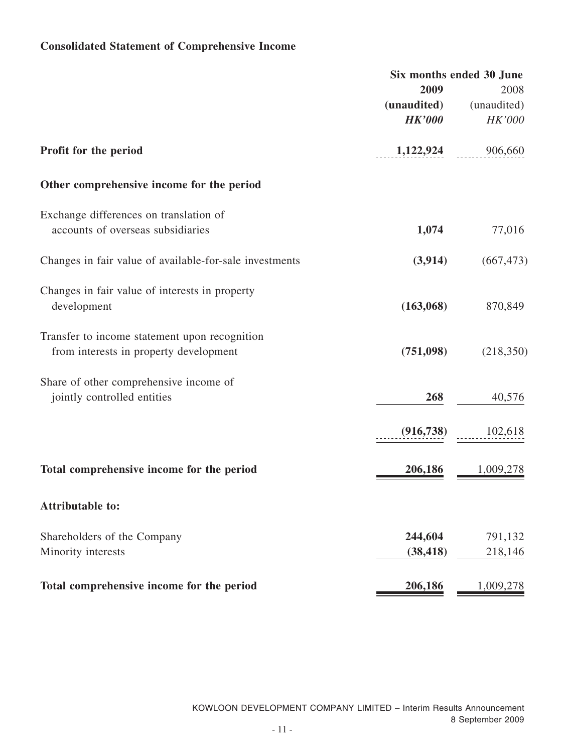## Consolidated Statement of Comprehensive Income

| | Six months ended 30 June | |
|---|---|---|
| | **2009** | 2008 |
| | **(unaudited)** | (unaudited) |
| | ***HK'000*** | *HK'000* |
| **Profit for the period** | **1,122,924** | 906,660 |
| **Other comprehensive income for the period** | | |
| Exchange differences on translation of accounts of overseas subsidiaries | **1,074** | 77,016 |
| Changes in fair value of available-for-sale investments | **(3,914)** | (667,473) |
| Changes in fair value of interests in property development | **(163,068)** | 870,849 |
| Transfer to income statement upon recognition from interests in property development | **(751,098)** | (218,350) |
| Share of other comprehensive income of jointly controlled entities | **268** | 40,576 |
| | **(916,738)** | 102,618 |
| **Total comprehensive income for the period** | **206,186** | 1,009,278 |
| **Attributable to:** | | |
| Shareholders of the Company | **244,604** | 791,132 |
| Minority interests | **(38,418)** | 218,146 |
| **Total comprehensive income for the period** | **206,186** | 1,009,278 |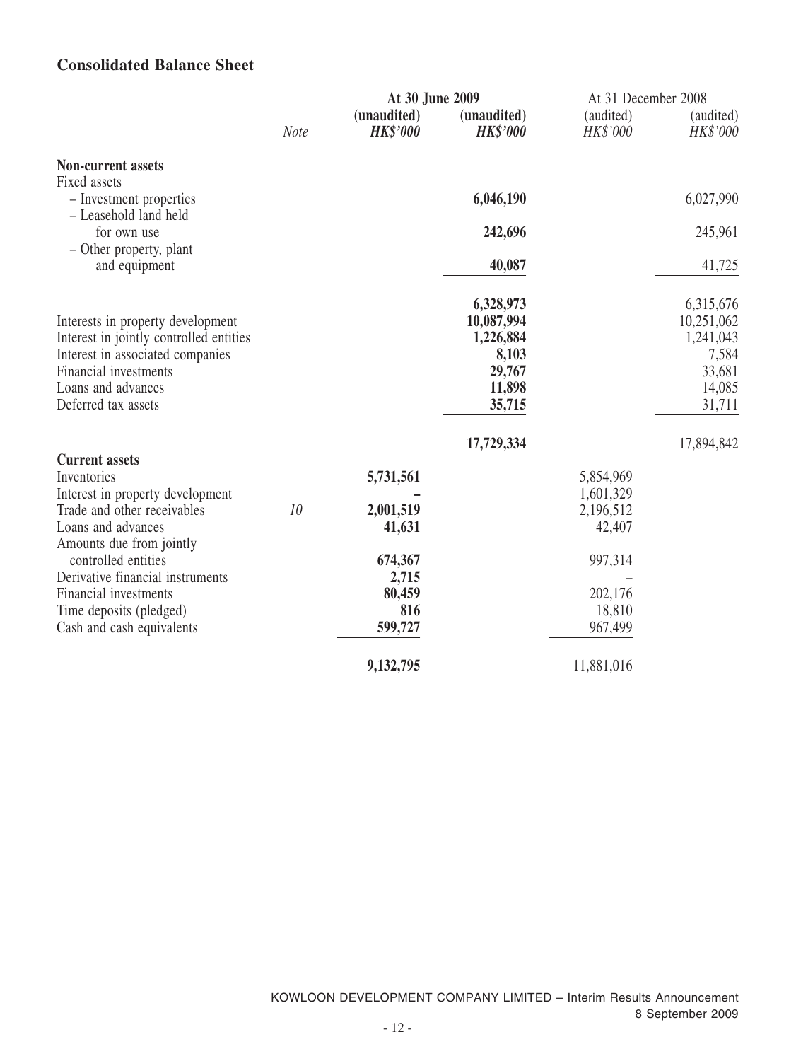## Consolidated Balance Sheet

| | Note | At 30 June 2009 (unaudited) HK$'000 | At 30 June 2009 (unaudited) HK$'000 | At 31 December 2008 (audited) HK$'000 | At 31 December 2008 (audited) HK$'000 |
|---|---|---|---|---|---|
| **Non-current assets** | | | | | |
| Fixed assets | | | | | |
| – Investment properties | | | **6,046,190** | | 6,027,990 |
| – Leasehold land held for own use | | | **242,696** | | 245,961 |
| – Other property, plant and equipment | | | **40,087** | | 41,725 |
| | | | **6,328,973** | | 6,315,676 |
| Interests in property development | | | **10,087,994** | | 10,251,062 |
| Interest in jointly controlled entities | | | **1,226,884** | | 1,241,043 |
| Interest in associated companies | | | **8,103** | | 7,584 |
| Financial investments | | | **29,767** | | 33,681 |
| Loans and advances | | | **11,898** | | 14,085 |
| Deferred tax assets | | | **35,715** | | 31,711 |
| | | | **17,729,334** | | 17,894,842 |
| **Current assets** | | | | | |
| Inventories | | **5,731,561** | | 5,854,969 | |
| Interest in property development | | **–** | | 1,601,329 | |
| Trade and other receivables | 10 | **2,001,519** | | 2,196,512 | |
| Loans and advances | | **41,631** | | 42,407 | |
| Amounts due from jointly controlled entities | | **674,367** | | 997,314 | |
| Derivative financial instruments | | **2,715** | | – | |
| Financial investments | | **80,459** | | 202,176 | |
| Time deposits (pledged) | | **816** | | 18,810 | |
| Cash and cash equivalents | | **599,727** | | 967,499 | |
| | | **9,132,795** | | 11,881,016 | |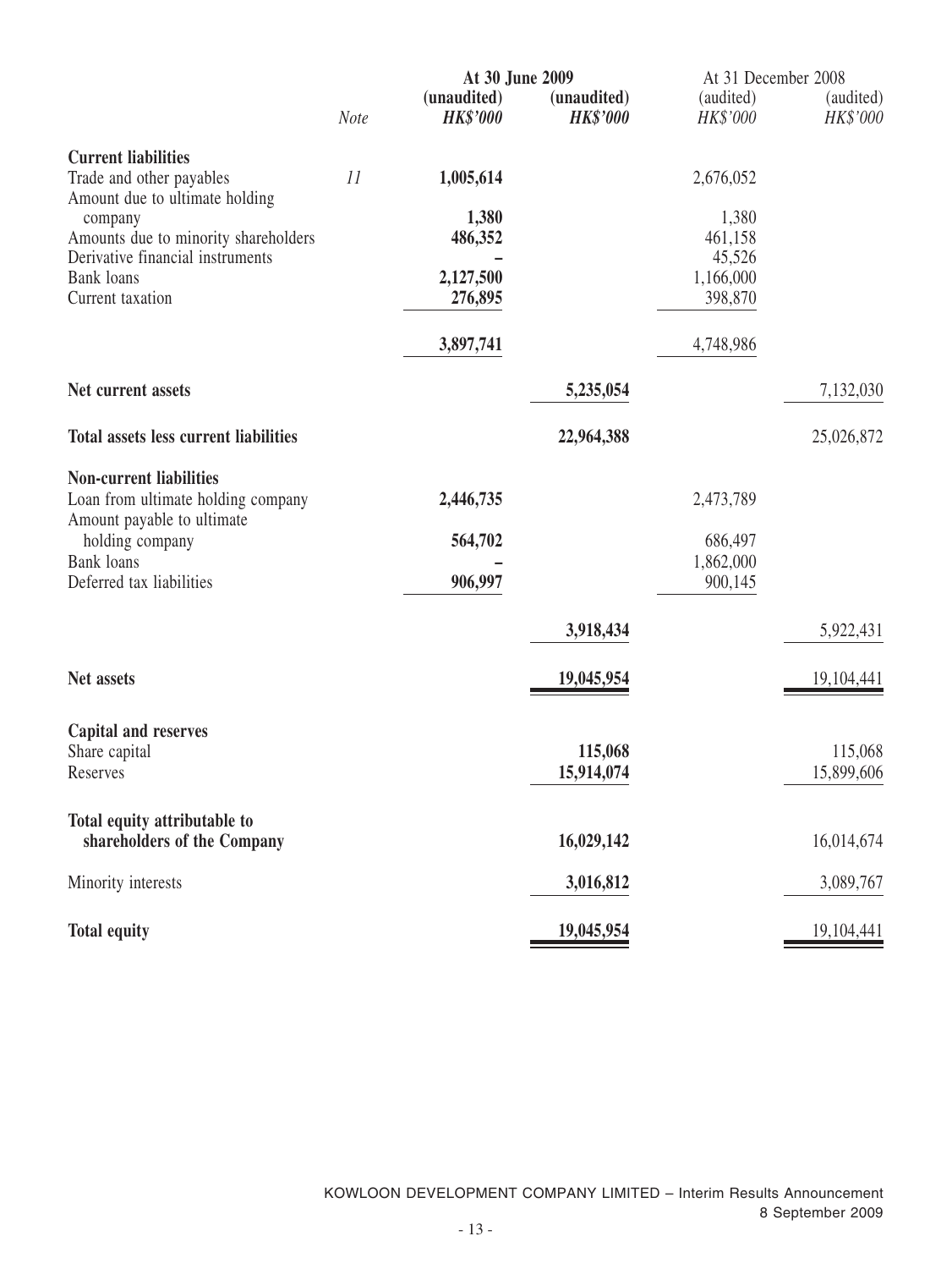| | Note | At 30 June 2009 (unaudited) HK$'000 | At 30 June 2009 (unaudited) HK$'000 | At 31 December 2008 (audited) HK$'000 | At 31 December 2008 (audited) HK$'000 |
|---|---|---|---|---|---|
| **Current liabilities** | | | | | |
| Trade and other payables | 11 | **1,005,614** | | 2,676,052 | |
| Amount due to ultimate holding company | | **1,380** | | 1,380 | |
| Amounts due to minority shareholders | | **486,352** | | 461,158 | |
| Derivative financial instruments | | **–** | | 45,526 | |
| Bank loans | | **2,127,500** | | 1,166,000 | |
| Current taxation | | **276,895** | | 398,870 | |
| | | **3,897,741** | | 4,748,986 | |
| **Net current assets** | | | **5,235,054** | | 7,132,030 |
| **Total assets less current liabilities** | | | **22,964,388** | | 25,026,872 |
| **Non-current liabilities** | | | | | |
| Loan from ultimate holding company | | **2,446,735** | | 2,473,789 | |
| Amount payable to ultimate holding company | | **564,702** | | 686,497 | |
| Bank loans | | **–** | | 1,862,000 | |
| Deferred tax liabilities | | **906,997** | | 900,145 | |
| | | | **3,918,434** | | 5,922,431 |
| **Net assets** | | | **19,045,954** | | 19,104,441 |
| **Capital and reserves** | | | | | |
| Share capital | | | **115,068** | | 115,068 |
| Reserves | | | **15,914,074** | | 15,899,606 |
| **Total equity attributable to shareholders of the Company** | | | **16,029,142** | | 16,014,674 |
| Minority interests | | | **3,016,812** | | 3,089,767 |
| **Total equity** | | | **19,045,954** | | 19,104,441 |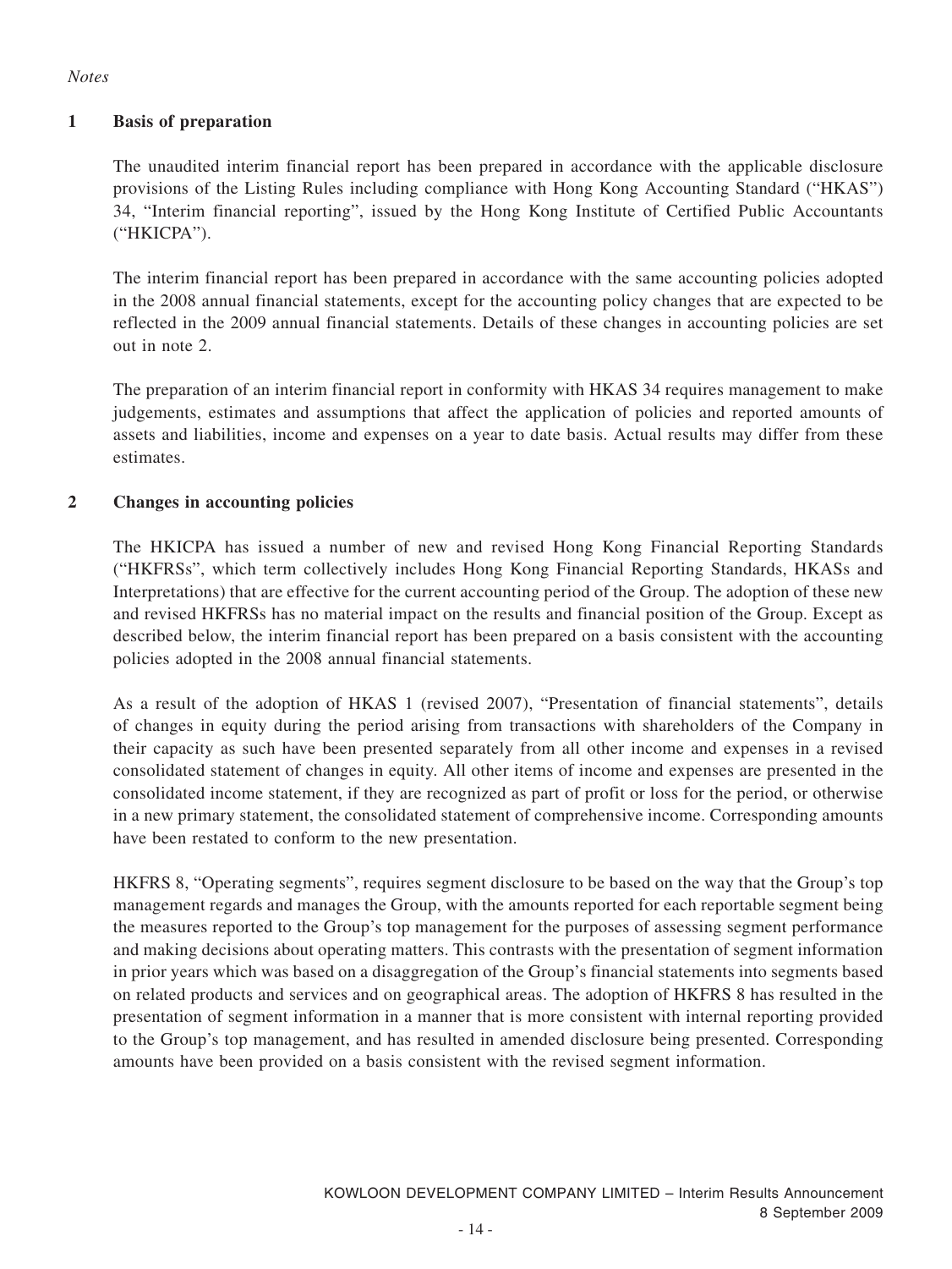*Notes*

## 1 Basis of preparation

The unaudited interim financial report has been prepared in accordance with the applicable disclosure provisions of the Listing Rules including compliance with Hong Kong Accounting Standard ("HKAS") 34, "Interim financial reporting", issued by the Hong Kong Institute of Certified Public Accountants ("HKICPA").

The interim financial report has been prepared in accordance with the same accounting policies adopted in the 2008 annual financial statements, except for the accounting policy changes that are expected to be reflected in the 2009 annual financial statements. Details of these changes in accounting policies are set out in note 2.

The preparation of an interim financial report in conformity with HKAS 34 requires management to make judgements, estimates and assumptions that affect the application of policies and reported amounts of assets and liabilities, income and expenses on a year to date basis. Actual results may differ from these estimates.

## 2 Changes in accounting policies

The HKICPA has issued a number of new and revised Hong Kong Financial Reporting Standards ("HKFRSs", which term collectively includes Hong Kong Financial Reporting Standards, HKASs and Interpretations) that are effective for the current accounting period of the Group. The adoption of these new and revised HKFRSs has no material impact on the results and financial position of the Group. Except as described below, the interim financial report has been prepared on a basis consistent with the accounting policies adopted in the 2008 annual financial statements.

As a result of the adoption of HKAS 1 (revised 2007), "Presentation of financial statements", details of changes in equity during the period arising from transactions with shareholders of the Company in their capacity as such have been presented separately from all other income and expenses in a revised consolidated statement of changes in equity. All other items of income and expenses are presented in the consolidated income statement, if they are recognized as part of profit or loss for the period, or otherwise in a new primary statement, the consolidated statement of comprehensive income. Corresponding amounts have been restated to conform to the new presentation.

HKFRS 8, "Operating segments", requires segment disclosure to be based on the way that the Group's top management regards and manages the Group, with the amounts reported for each reportable segment being the measures reported to the Group's top management for the purposes of assessing segment performance and making decisions about operating matters. This contrasts with the presentation of segment information in prior years which was based on a disaggregation of the Group's financial statements into segments based on related products and services and on geographical areas. The adoption of HKFRS 8 has resulted in the presentation of segment information in a manner that is more consistent with internal reporting provided to the Group's top management, and has resulted in amended disclosure being presented. Corresponding amounts have been provided on a basis consistent with the revised segment information.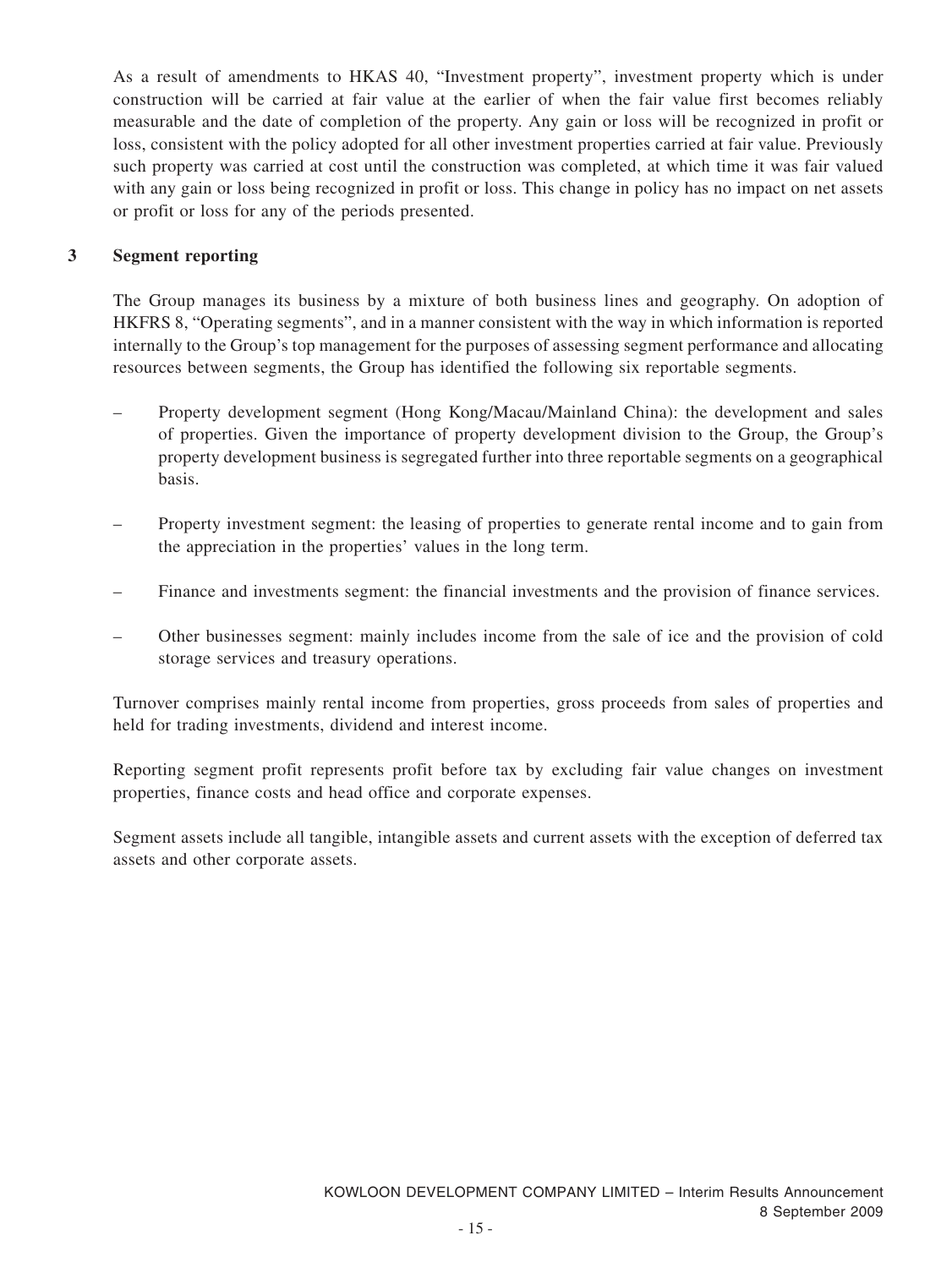As a result of amendments to HKAS 40, "Investment property", investment property which is under construction will be carried at fair value at the earlier of when the fair value first becomes reliably measurable and the date of completion of the property. Any gain or loss will be recognized in profit or loss, consistent with the policy adopted for all other investment properties carried at fair value. Previously such property was carried at cost until the construction was completed, at which time it was fair valued with any gain or loss being recognized in profit or loss. This change in policy has no impact on net assets or profit or loss for any of the periods presented.

## 3 Segment reporting

The Group manages its business by a mixture of both business lines and geography. On adoption of HKFRS 8, "Operating segments", and in a manner consistent with the way in which information is reported internally to the Group's top management for the purposes of assessing segment performance and allocating resources between segments, the Group has identified the following six reportable segments.

- Property development segment (Hong Kong/Macau/Mainland China): the development and sales of properties. Given the importance of property development division to the Group, the Group's property development business is segregated further into three reportable segments on a geographical basis.
- Property investment segment: the leasing of properties to generate rental income and to gain from the appreciation in the properties' values in the long term.
- Finance and investments segment: the financial investments and the provision of finance services.
- Other businesses segment: mainly includes income from the sale of ice and the provision of cold storage services and treasury operations.

Turnover comprises mainly rental income from properties, gross proceeds from sales of properties and held for trading investments, dividend and interest income.

Reporting segment profit represents profit before tax by excluding fair value changes on investment properties, finance costs and head office and corporate expenses.

Segment assets include all tangible, intangible assets and current assets with the exception of deferred tax assets and other corporate assets.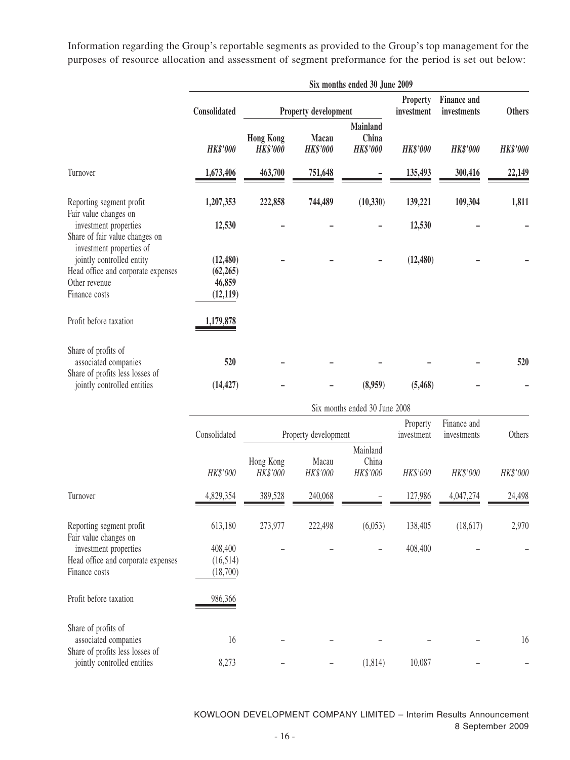Information regarding the Group's reportable segments as provided to the Group's top management for the purposes of resource allocation and assessment of segment preformance for the period is set out below:

| | Six months ended 30 June 2009 | | | | | | |
|---|---|---|---|---|---|---|---|
| | **Consolidated** | **Property development** | | | **Property investment** | **Finance and investments** | **Others** |
| | | **Hong Kong** | **Macau** | **Mainland China** | | | |
| | ***HK$'000*** | ***HK$'000*** | ***HK$'000*** | ***HK$'000*** | ***HK$'000*** | ***HK$'000*** | ***HK$'000*** |
| Turnover | **1,673,406** | **463,700** | **751,648** | **–** | **135,493** | **300,416** | **22,149** |
| Reporting segment profit | **1,207,353** | **222,858** | **744,489** | **(10,330)** | **139,221** | **109,304** | **1,811** |
| Fair value changes on investment properties | **12,530** | **–** | **–** | **–** | **12,530** | **–** | **–** |
| Share of fair value changes on investment properties of jointly controlled entity | **(12,480)** | **–** | **–** | **–** | **(12,480)** | **–** | **–** |
| Head office and corporate expenses | **(62,265)** | | | | | | |
| Other revenue | **46,859** | | | | | | |
| Finance costs | **(12,119)** | | | | | | |
| Profit before taxation | **1,179,878** | | | | | | |
| Share of profits of associated companies | **520** | **–** | **–** | **–** | **–** | **–** | **520** |
| Share of profits less losses of jointly controlled entities | **(14,427)** | **–** | **–** | **(8,959)** | **(5,468)** | **–** | **–** |

| | Six months ended 30 June 2008 | | | | | | |
|---|---|---|---|---|---|---|---|
| | Consolidated | Property development | | | Property investment | Finance and investments | Others |
| | | Hong Kong | Macau | Mainland China | | | |
| | *HK$'000* | *HK$'000* | *HK$'000* | *HK$'000* | *HK$'000* | *HK$'000* | *HK$'000* |
| Turnover | 4,829,354 | 389,528 | 240,068 | – | 127,986 | 4,047,274 | 24,498 |
| Reporting segment profit | 613,180 | 273,977 | 222,498 | (6,053) | 138,405 | (18,617) | 2,970 |
| Fair value changes on investment properties | 408,400 | – | – | – | 408,400 | – | – |
| Head office and corporate expenses | (16,514) | | | | | | |
| Finance costs | (18,700) | | | | | | |
| Profit before taxation | 986,366 | | | | | | |
| Share of profits of associated companies | 16 | – | – | – | – | – | 16 |
| Share of profits less losses of jointly controlled entities | 8,273 | – | – | (1,814) | 10,087 | – | – |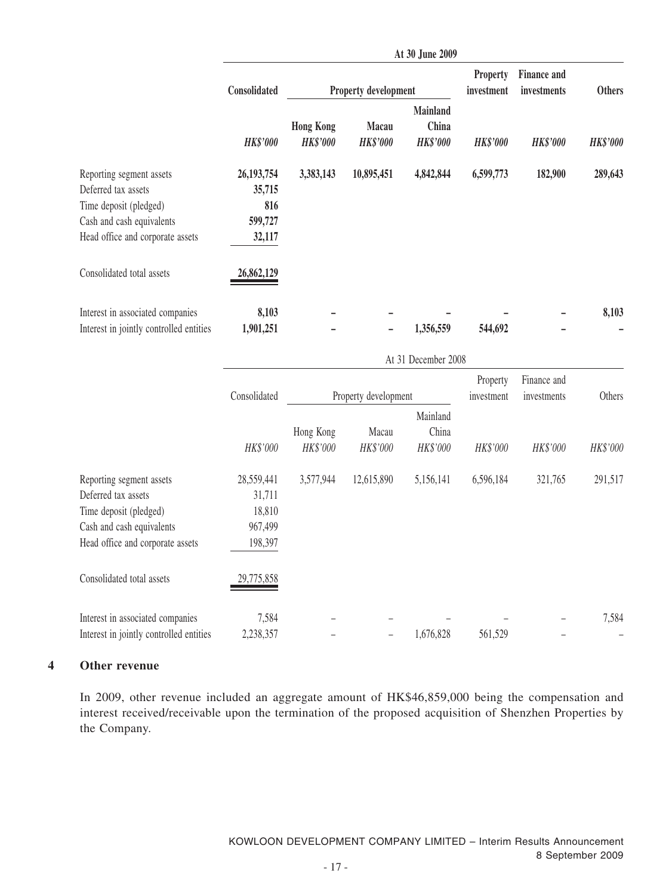| | At 30 June 2009 | | | | | | |
|---|---|---|---|---|---|---|---|
| | **Consolidated** | **Property development** | | | **Property investment** | **Finance and investments** | **Others** |
| | | **Hong Kong** | **Macau** | **Mainland China** | | | |
| | ***HK$'000*** | ***HK$'000*** | ***HK$'000*** | ***HK$'000*** | ***HK$'000*** | ***HK$'000*** | ***HK$'000*** |
| Reporting segment assets | **26,193,754** | **3,383,143** | **10,895,451** | **4,842,844** | **6,599,773** | **182,900** | **289,643** |
| Deferred tax assets | **35,715** | | | | | | |
| Time deposit (pledged) | **816** | | | | | | |
| Cash and cash equivalents | **599,727** | | | | | | |
| Head office and corporate assets | **32,117** | | | | | | |
| Consolidated total assets | **26,862,129** | | | | | | |
| Interest in associated companies | **8,103** | **–** | **–** | **–** | **–** | **–** | **8,103** |
| Interest in jointly controlled entities | **1,901,251** | **–** | **–** | **1,356,559** | **544,692** | **–** | **–** |

| | At 31 December 2008 | | | | | | |
|---|---|---|---|---|---|---|---|
| | Consolidated | Property development | | | Property investment | Finance and investments | Others |
| | | Hong Kong | Macau | Mainland China | | | |
| | *HK$'000* | *HK$'000* | *HK$'000* | *HK$'000* | *HK$'000* | *HK$'000* | *HK$'000* |
| Reporting segment assets | 28,559,441 | 3,577,944 | 12,615,890 | 5,156,141 | 6,596,184 | 321,765 | 291,517 |
| Deferred tax assets | 31,711 | | | | | | |
| Time deposit (pledged) | 18,810 | | | | | | |
| Cash and cash equivalents | 967,499 | | | | | | |
| Head office and corporate assets | 198,397 | | | | | | |
| Consolidated total assets | 29,775,858 | | | | | | |
| Interest in associated companies | 7,584 | – | – | – | – | – | 7,584 |
| Interest in jointly controlled entities | 2,238,357 | – | – | 1,676,828 | 561,529 | – | – |

## 4 Other revenue

In 2009, other revenue included an aggregate amount of HK$46,859,000 being the compensation and interest received/receivable upon the termination of the proposed acquisition of Shenzhen Properties by the Company.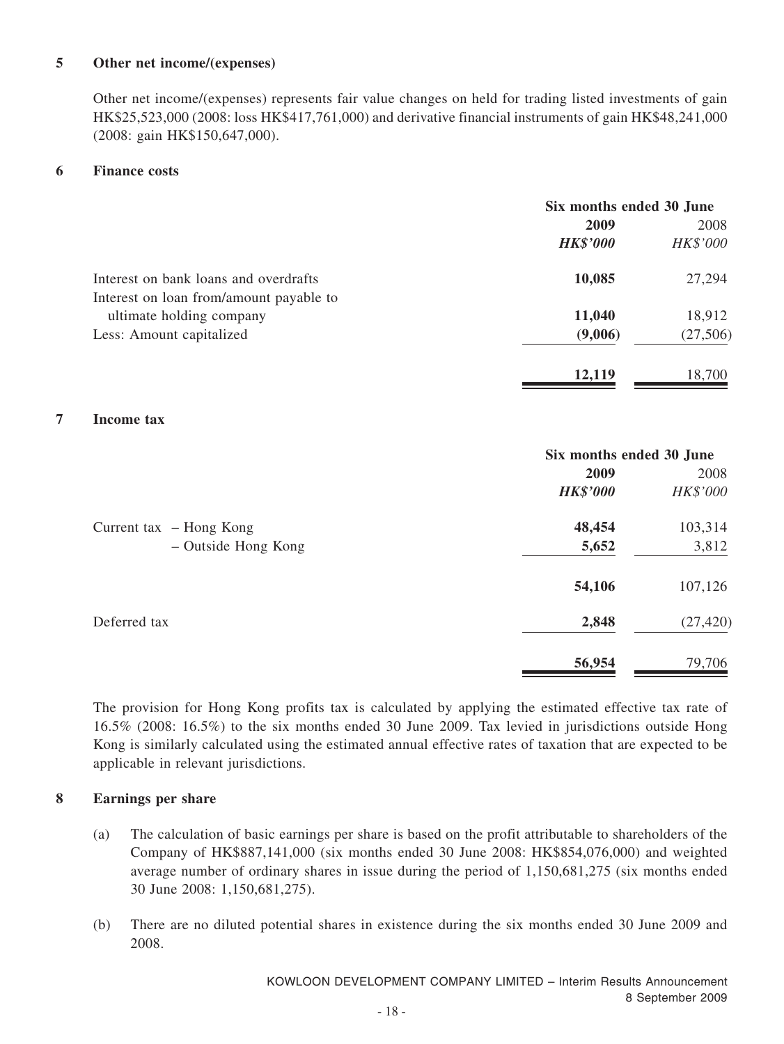## 5 Other net income/(expenses)

Other net income/(expenses) represents fair value changes on held for trading listed investments of gain HK$25,523,000 (2008: loss HK$417,761,000) and derivative financial instruments of gain HK$48,241,000 (2008: gain HK$150,647,000).

## 6 Finance costs

| | Six months ended 30 June | |
|---|---|---|
| | **2009** | 2008 |
| | ***HK$'000*** | *HK$'000* |
| Interest on bank loans and overdrafts | **10,085** | 27,294 |
| Interest on loan from/amount payable to ultimate holding company | **11,040** | 18,912 |
| Less: Amount capitalized | **(9,006)** | (27,506) |
| | **12,119** | 18,700 |

## 7 Income tax

| | Six months ended 30 June | |
|---|---|---|
| | **2009** | 2008 |
| | ***HK$'000*** | *HK$'000* |
| Current tax – Hong Kong | **48,454** | 103,314 |
| – Outside Hong Kong | **5,652** | 3,812 |
| | **54,106** | 107,126 |
| Deferred tax | **2,848** | (27,420) |
| | **56,954** | 79,706 |

The provision for Hong Kong profits tax is calculated by applying the estimated effective tax rate of 16.5% (2008: 16.5%) to the six months ended 30 June 2009. Tax levied in jurisdictions outside Hong Kong is similarly calculated using the estimated annual effective rates of taxation that are expected to be applicable in relevant jurisdictions.

## 8 Earnings per share

(a) The calculation of basic earnings per share is based on the profit attributable to shareholders of the Company of HK$887,141,000 (six months ended 30 June 2008: HK$854,076,000) and weighted average number of ordinary shares in issue during the period of 1,150,681,275 (six months ended 30 June 2008: 1,150,681,275).

(b) There are no diluted potential shares in existence during the six months ended 30 June 2009 and 2008.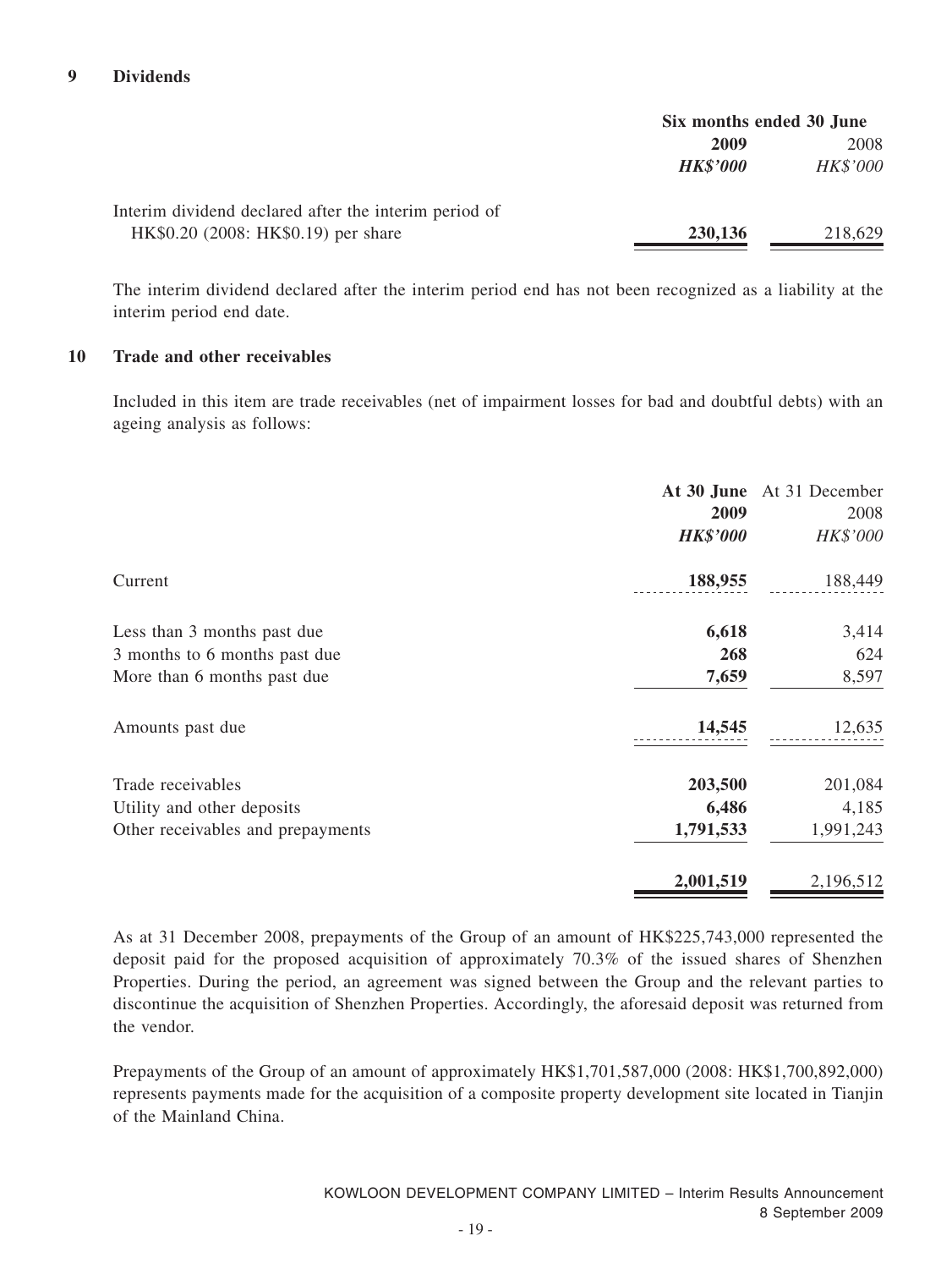## 9 Dividends

| | Six months ended 30 June | |
|---|---|---|
| | **2009** | 2008 |
| | ***HK$'000*** | *HK$'000* |
| Interim dividend declared after the interim period of HK$0.20 (2008: HK$0.19) per share | **230,136** | 218,629 |

The interim dividend declared after the interim period end has not been recognized as a liability at the interim period end date.

## 10 Trade and other receivables

Included in this item are trade receivables (net of impairment losses for bad and doubtful debts) with an ageing analysis as follows:

| | **At 30 June 2009** | At 31 December 2008 |
|---|---|---|
| | ***HK$'000*** | *HK$'000* |
| Current | **188,955** | 188,449 |
| Less than 3 months past due | **6,618** | 3,414 |
| 3 months to 6 months past due | **268** | 624 |
| More than 6 months past due | **7,659** | 8,597 |
| Amounts past due | **14,545** | 12,635 |
| Trade receivables | **203,500** | 201,084 |
| Utility and other deposits | **6,486** | 4,185 |
| Other receivables and prepayments | **1,791,533** | 1,991,243 |
| | **2,001,519** | 2,196,512 |

As at 31 December 2008, prepayments of the Group of an amount of HK$225,743,000 represented the deposit paid for the proposed acquisition of approximately 70.3% of the issued shares of Shenzhen Properties. During the period, an agreement was signed between the Group and the relevant parties to discontinue the acquisition of Shenzhen Properties. Accordingly, the aforesaid deposit was returned from the vendor.

Prepayments of the Group of an amount of approximately HK$1,701,587,000 (2008: HK$1,700,892,000) represents payments made for the acquisition of a composite property development site located in Tianjin of the Mainland China.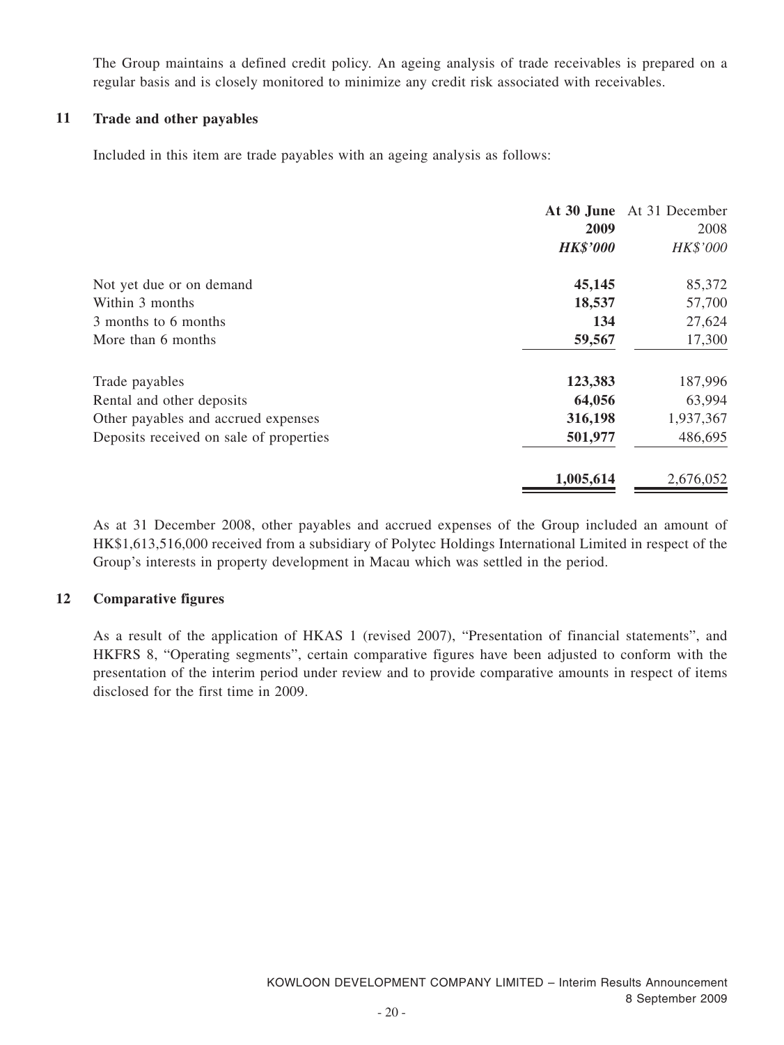The Group maintains a defined credit policy. An ageing analysis of trade receivables is prepared on a regular basis and is closely monitored to minimize any credit risk associated with receivables.

## 11 Trade and other payables

Included in this item are trade payables with an ageing analysis as follows:

| | **At 30 June 2009** | At 31 December 2008 |
|---|---|---|
| | ***HK$'000*** | *HK$'000* |
| Not yet due or on demand | **45,145** | 85,372 |
| Within 3 months | **18,537** | 57,700 |
| 3 months to 6 months | **134** | 27,624 |
| More than 6 months | **59,567** | 17,300 |
| Trade payables | **123,383** | 187,996 |
| Rental and other deposits | **64,056** | 63,994 |
| Other payables and accrued expenses | **316,198** | 1,937,367 |
| Deposits received on sale of properties | **501,977** | 486,695 |
| | **1,005,614** | 2,676,052 |

As at 31 December 2008, other payables and accrued expenses of the Group included an amount of HK$1,613,516,000 received from a subsidiary of Polytec Holdings International Limited in respect of the Group's interests in property development in Macau which was settled in the period.

## 12 Comparative figures

As a result of the application of HKAS 1 (revised 2007), "Presentation of financial statements", and HKFRS 8, "Operating segments", certain comparative figures have been adjusted to conform with the presentation of the interim period under review and to provide comparative amounts in respect of items disclosed for the first time in 2009.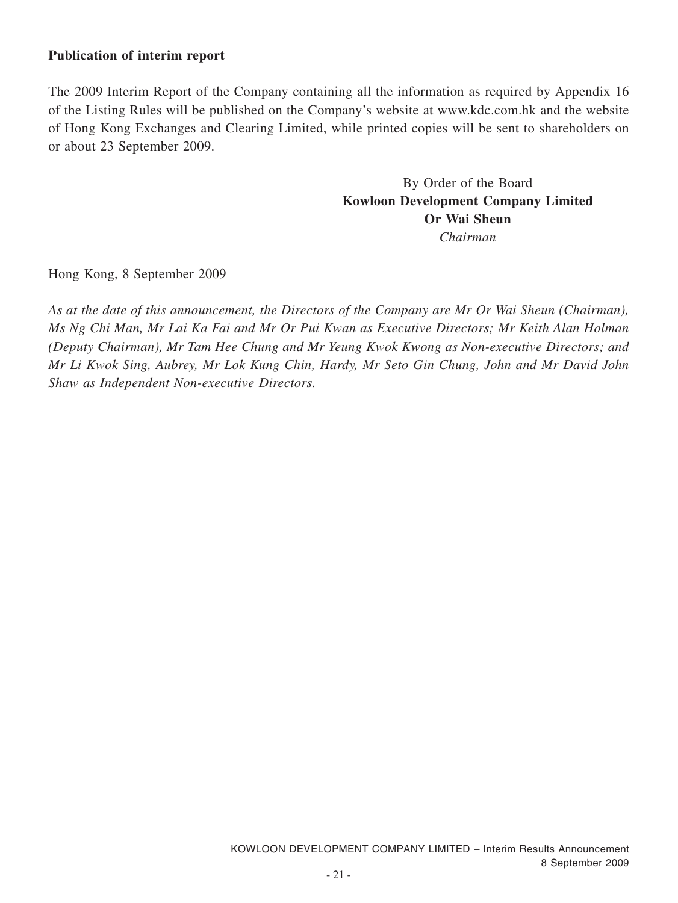**Publication of interim report**

The 2009 Interim Report of the Company containing all the information as required by Appendix 16 of the Listing Rules will be published on the Company's website at www.kdc.com.hk and the website of Hong Kong Exchanges and Clearing Limited, while printed copies will be sent to shareholders on or about 23 September 2009.

By Order of the Board
**Kowloon Development Company Limited**
**Or Wai Sheun**
*Chairman*

Hong Kong, 8 September 2009

*As at the date of this announcement, the Directors of the Company are Mr Or Wai Sheun (Chairman), Ms Ng Chi Man, Mr Lai Ka Fai and Mr Or Pui Kwan as Executive Directors; Mr Keith Alan Holman (Deputy Chairman), Mr Tam Hee Chung and Mr Yeung Kwok Kwong as Non-executive Directors; and Mr Li Kwok Sing, Aubrey, Mr Lok Kung Chin, Hardy, Mr Seto Gin Chung, John and Mr David John Shaw as Independent Non-executive Directors.*